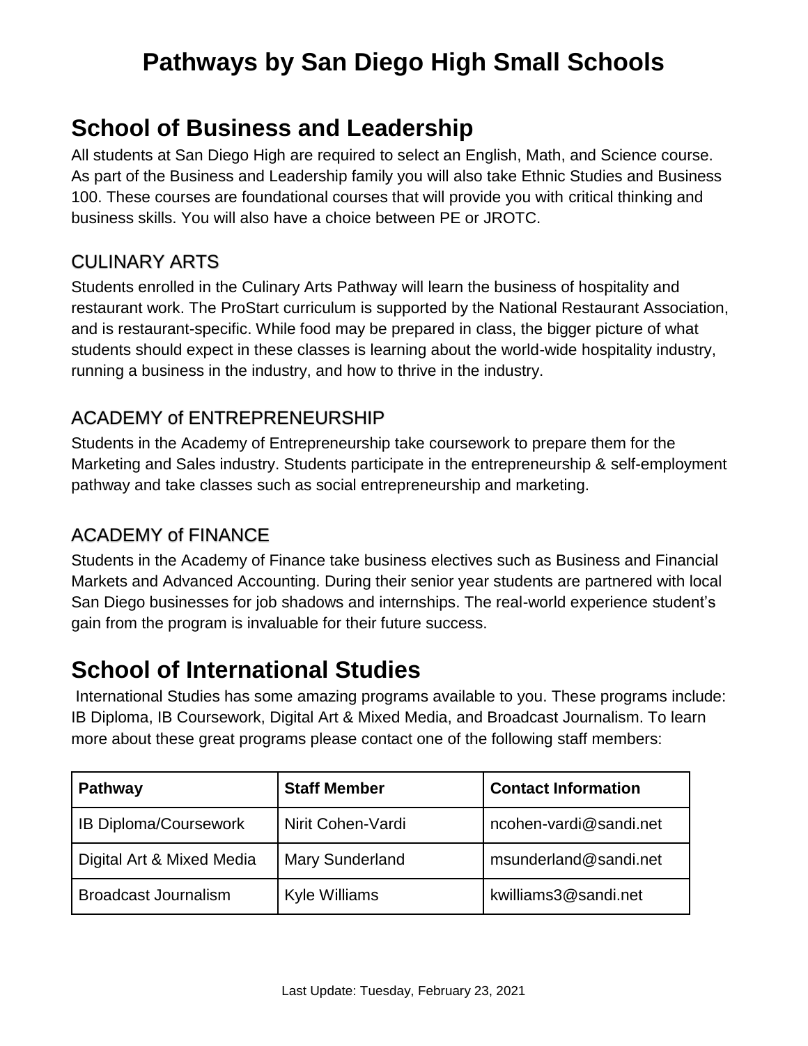# Pathways by San Diego High Small Schools

## School of Business and Leadership

All students at San Diego High are required to select an English, Math, and Science course. As part of the Business and Leadership family you will also take Ethnic Studies and Business 100. These courses are foundational courses that will provide you with critical thinking and business skills. You will also have a choice between PE or JROTC.

### CULINARY ARTS

Students enrolled in the Culinary Arts Pathway will learn the business of hospitality and restaurant work. The ProStart curriculum is supported by the National Restaurant Association, and is restaurant-specific. While food may be prepared in class, the bigger picture of what students should expect in these classes is learning about the world-wide hospitality industry, running a business in the industry, and how to thrive in the industry.

### ACADEMY of ENTREPRENEURSHIP

Students in the Academy of Entrepreneurship take coursework to prepare them for the Marketing and Sales industry. Students participate in the entrepreneurship & self-employment pathway and take classes such as social entrepreneurship and marketing.

### ACADEMY of FINANCE

Students in the Academy of Finance take business electives such as Business and Financial Markets and Advanced Accounting. During their senior year students are partnered with local San Diego businesses for job shadows and internships. The real-world experience student's gain from the program is invaluable for their future success.

## School of International Studies

International Studies has some amazing programs available to you. These programs include: IB Diploma, IB Coursework, Digital Art & Mixed Media, and Broadcast Journalism. To learn more about these great programs please contact one of the following staff members:

| Pathway | Staff Member | Contact Information |
| --- | --- | --- |
| IB Diploma/Coursework | Nirit Cohen-Vardi | ncohen-vardi@sandi.net |
| Digital Art & Mixed Media | Mary Sunderland | msunderland@sandi.net |
| Broadcast Journalism | Kyle Williams | kwilliams3@sandi.net |

Last Update: Tuesday, February 23, 2021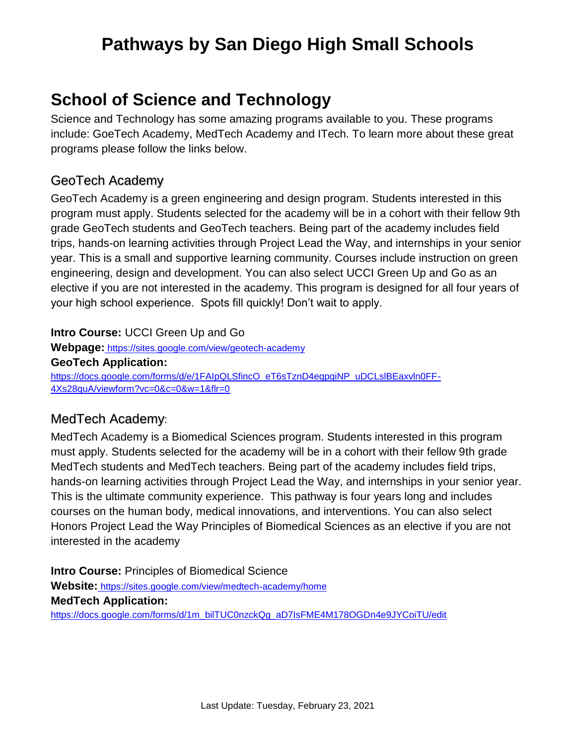# Pathways by San Diego High Small Schools

## School of Science and Technology

Science and Technology has some amazing programs available to you. These programs include: GoeTech Academy, MedTech Academy and ITech. To learn more about these great programs please follow the links below.

### GeoTech Academy

GeoTech Academy is a green engineering and design program. Students interested in this program must apply. Students selected for the academy will be in a cohort with their fellow 9th grade GeoTech students and GeoTech teachers. Being part of the academy includes field trips, hands-on learning activities through Project Lead the Way, and internships in your senior year. This is a small and supportive learning community. Courses include instruction on green engineering, design and development. You can also select UCCI Green Up and Go as an elective if you are not interested in the academy. This program is designed for all four years of your high school experience. Spots fill quickly! Don't wait to apply.

**Intro Course:** UCCI Green Up and Go
**Webpage:** https://sites.google.com/view/geotech-academy
**GeoTech Application:**
https://docs.google.com/forms/d/e/1FAIpQLSfincO_eT6sTznD4eqpqiNP_uDCLslBEaxvln0FF-4Xs28quA/viewform?vc=0&c=0&w=1&flr=0

### MedTech Academy:

MedTech Academy is a Biomedical Sciences program. Students interested in this program must apply. Students selected for the academy will be in a cohort with their fellow 9th grade MedTech students and MedTech teachers. Being part of the academy includes field trips, hands-on learning activities through Project Lead the Way, and internships in your senior year. This is the ultimate community experience. This pathway is four years long and includes courses on the human body, medical innovations, and interventions. You can also select Honors Project Lead the Way Principles of Biomedical Sciences as an elective if you are not interested in the academy

**Intro Course:** Principles of Biomedical Science
**Website:** https://sites.google.com/view/medtech-academy/home
**MedTech Application:**
https://docs.google.com/forms/d/1m_bilTUC0nzckQg_aD7IsFME4M178OGDn4e9JYCoiTU/edit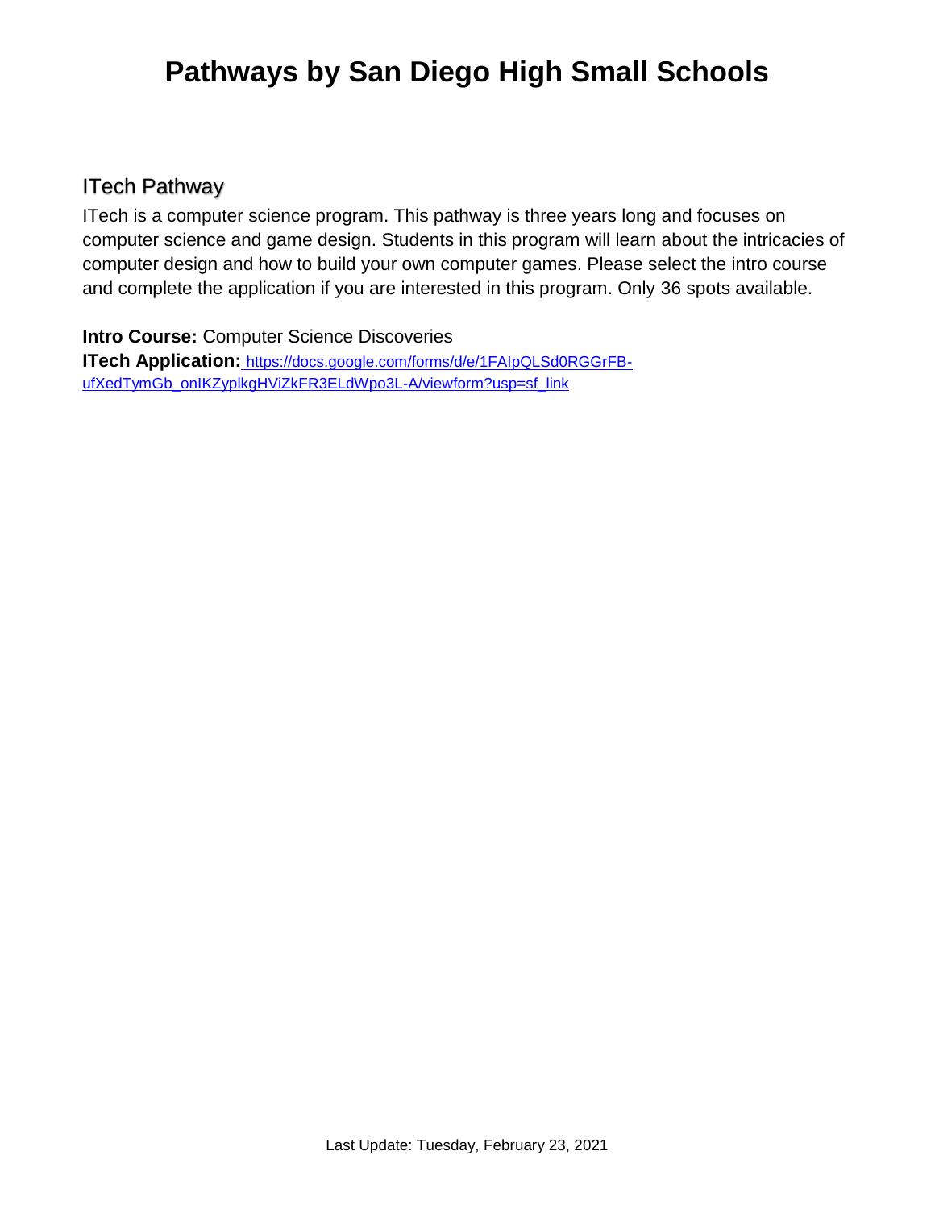# Pathways by San Diego High Small Schools

## ITech Pathway

ITech is a computer science program. This pathway is three years long and focuses on computer science and game design. Students in this program will learn about the intricacies of computer design and how to build your own computer games. Please select the intro course and complete the application if you are interested in this program. Only 36 spots available.

**Intro Course:** Computer Science Discoveries

**ITech Application:** https://docs.google.com/forms/d/e/1FAIpQLSd0RGGrFB-ufXedTymGb_onIKZyplkgHViZkFR3ELdWpo3L-A/viewform?usp=sf_link